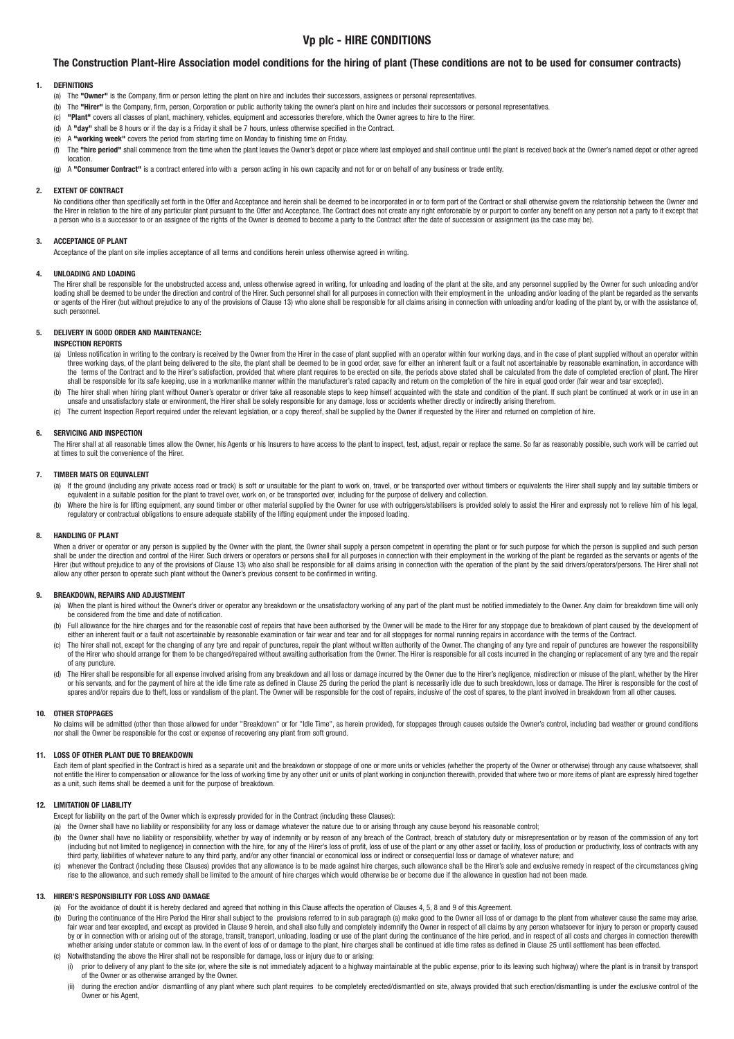# Vp plc - HIRE CONDITIONS

## The Construction Plant-Hire Association model conditions for the hiring of plant (These conditions are not to be used for consumer contracts)

### 1. DEFINITIONS

(a) The **"Owner"** is the Company, firm or person letting the plant on hire and includes their successors, assignees or personal representatives.

(b) The **"Hirer"** is the Company, firm, person, Corporation or public authority taking the owner's plant on hire and includes their successors or personal representatives.

(c) **"Plant"** covers all classes of plant, machinery, vehicles, equipment and accessories therefore, which the Owner agrees to hire to the Hirer.

(d) A **"day"** shall be 8 hours or if the day is a Friday it shall be 7 hours, unless otherwise specified in the Contract.

(e) A **"working week"** covers the period from starting time on Monday to finishing time on Friday.

(f) The **"hire period"** shall commence from the time when the plant leaves the Owner's depot or place where last employed and shall continue until the plant is received back at the Owner's named depot or other agreed location.

(g) A **"Consumer Contract"** is a contract entered into with a person acting in his own capacity and not for or on behalf of any business or trade entity.

### 2. EXTENT OF CONTRACT

No conditions other than specifically set forth in the Offer and Acceptance and herein shall be deemed to be incorporated in or to form part of the Contract or shall otherwise govern the relationship between the Owner and the Hirer in relation to the hire of any particular plant pursuant to the Offer and Acceptance. The Contract does not create any right enforceable by or purport to confer any benefit on any person not a party to it except that a person who is a successor to or an assignee of the rights of the Owner is deemed to become a party to the Contract after the date of succession or assignment (as the case may be).

### 3. ACCEPTANCE OF PLANT

Acceptance of the plant on site implies acceptance of all terms and conditions herein unless otherwise agreed in writing.

### 4. UNLOADING AND LOADING

The Hirer shall be responsible for the unobstructed access and, unless otherwise agreed in writing, for unloading and loading of the plant at the site, and any personnel supplied by the Owner for such unloading and/or loading shall be deemed to be under the direction and control of the Hirer. Such personnel shall for all purposes in connection with their employment in the unloading and/or loading of the plant be regarded as the servants or agents of the Hirer (but without prejudice to any of the provisions of Clause 13) who alone shall be responsible for all claims arising in connection with unloading and/or loading of the plant by, or with the assistance of, such personnel.

### 5. DELIVERY IN GOOD ORDER AND MAINTENANCE: INSPECTION REPORTS

(a) Unless notification in writing to the contrary is received by the Owner from the Hirer in the case of plant supplied with an operator within four working days, and in the case of plant supplied without an operator within three working days, of the plant being delivered to the site, the plant shall be deemed to be in good order, save for either an inherent fault or a fault not ascertainable by reasonable examination, in accordance with the terms of the Contract and to the Hirer's satisfaction, provided that where plant requires to be erected on site, the periods above stated shall be calculated from the date of completed erection of plant. The Hirer shall be responsible for its safe keeping, use in a workmanlike manner within the manufacturer's rated capacity and return on the completion of the hire in equal good order (fair wear and tear excepted).

(b) The hirer shall when hiring plant without Owner's operator or driver take all reasonable steps to keep himself acquainted with the state and condition of the plant. If such plant be continued at work or in use in an unsafe and unsatisfactory state or environment, the Hirer shall be solely responsible for any damage, loss or accidents whether directly or indirectly arising therefrom.

(c) The current Inspection Report required under the relevant legislation, or a copy thereof, shall be supplied by the Owner if requested by the Hirer and returned on completion of hire.

### 6. SERVICING AND INSPECTION

The Hirer shall at all reasonable times allow the Owner, his Agents or his Insurers to have access to the plant to inspect, test, adjust, repair or replace the same. So far as reasonably possible, such work will be carried out at times to suit the convenience of the Hirer.

### 7. TIMBER MATS OR EQUIVALENT

(a) If the ground (including any private access road or track) is soft or unsuitable for the plant to work on, travel, or be transported over without timbers or equivalents the Hirer shall supply and lay suitable timbers or equivalent in a suitable position for the plant to travel over, work on, or be transported over, including for the purpose of delivery and collection.

(b) Where the hire is for lifting equipment, any sound timber or other material supplied by the Owner for use with outriggers/stabilisers is provided solely to assist the Hirer and expressly not to relieve him of his legal, regulatory or contractual obligations to ensure adequate stability of the lifting equipment under the imposed loading.

### 8. HANDLING OF PLANT

When a driver or operator or any person is supplied by the Owner with the plant, the Owner shall supply a person competent in operating the plant or for such purpose for which the person is supplied and such person shall be under the direction and control of the Hirer. Such drivers or operators or persons shall for all purposes in connection with their employment in the working of the plant be regarded as the servants or agents of the Hirer (but without prejudice to any of the provisions of Clause 13) who also shall be responsible for all claims arising in connection with the operation of the plant by the said drivers/operators/persons. The Hirer shall not allow any other person to operate such plant without the Owner's previous consent to be confirmed in writing.

### 9. BREAKDOWN, REPAIRS AND ADJUSTMENT

(a) When the plant is hired without the Owner's driver or operator any breakdown or the unsatisfactory working of any part of the plant must be notified immediately to the Owner. Any claim for breakdown time will only be considered from the time and date of notification.

(b) Full allowance for the hire charges and for the reasonable cost of repairs that have been authorised by the Owner will be made to the Hirer for any stoppage due to breakdown of plant caused by the development of either an inherent fault or a fault not ascertainable by reasonable examination or fair wear and tear and for all stoppages for normal running repairs in accordance with the terms of the Contract.

(c) The hirer shall not, except for the changing of any tyre and repair of punctures, repair the plant without written authority of the Owner. The changing of any tyre and repair of punctures are however the responsibility of the Hirer who should arrange for them to be changed/repaired without awaiting authorisation from the Owner. The Hirer is responsible for all costs incurred in the changing or replacement of any tyre and the repair of any puncture.

(d) The Hirer shall be responsible for all expense involved arising from any breakdown and all loss or damage incurred by the Owner due to the Hirer's negligence, misdirection or misuse of the plant, whether by the Hirer or his servants, and for the payment of hire at the idle time rate as defined in Clause 25 during the period the plant is necessarily idle due to such breakdown, loss or damage. The Hirer is responsible for the cost of spares and/or repairs due to theft, loss or vandalism of the plant. The Owner will be responsible for the cost of repairs, inclusive of the cost of spares, to the plant involved in breakdown from all other causes.

### 10. OTHER STOPPAGES

No claims will be admitted (other than those allowed for under "Breakdown" or for "Idle Time", as herein provided), for stoppages through causes outside the Owner's control, including bad weather or ground conditions nor shall the Owner be responsible for the cost or expense of recovering any plant from soft ground.

### 11. LOSS OF OTHER PLANT DUE TO BREAKDOWN

Each item of plant specified in the Contract is hired as a separate unit and the breakdown or stoppage of one or more units or vehicles (whether the property of the Owner or otherwise) through any cause whatsoever, shall not entitle the Hirer to compensation or allowance for the loss of working time by any other unit or units of plant working in conjunction therewith, provided that where two or more items of plant are expressly hired together as a unit, such items shall be deemed a unit for the purpose of breakdown.

### 12. LIMITATION OF LIABILITY

Except for liability on the part of the Owner which is expressly provided for in the Contract (including these Clauses):

(a) the Owner shall have no liability or responsibility for any loss or damage whatever the nature due to or arising through any cause beyond his reasonable control;

(b) the Owner shall have no liability or responsibility, whether by way of indemnity or by reason of any breach of the Contract, breach of statutory duty or misrepresentation or by reason of the commission of any tort (including but not limited to negligence) in connection with the hire, for any of the Hirer's loss of profit, loss of use of the plant or any other asset or facility, loss of production or productivity, loss of contracts with any third party, liabilities of whatever nature to any third party, and/or any other financial or economical loss or indirect or consequential loss or damage of whatever nature; and

(c) whenever the Contract (including these Clauses) provides that any allowance is to be made against hire charges, such allowance shall be the Hirer's sole and exclusive remedy in respect of the circumstances giving rise to the allowance, and such remedy shall be limited to the amount of hire charges which would otherwise be or become due if the allowance in question had not been made.

### 13. HIRER'S RESPONSIBILITY FOR LOSS AND DAMAGE

(a) For the avoidance of doubt it is hereby declared and agreed that nothing in this Clause affects the operation of Clauses 4, 5, 8 and 9 of this Agreement.

(b) During the continuance of the Hire Period the Hirer shall subject to the provisions referred to in sub paragraph (a) make good to the Owner all loss of or damage to the plant from whatever cause the same may arise, fair wear and tear excepted, and except as provided in Clause 9 herein, and shall also fully and completely indemnify the Owner in respect of all claims by any person whatsoever for injury to person or property caused by or in connection with or arising out of the storage, transit, transport, unloading, loading or use of the plant during the continuance of the hire period, and in respect of all costs and charges in connection therewith whether arising under statute or common law. In the event of loss of or damage to the plant, hire charges shall be continued at idle time rates as defined in Clause 25 until settlement has been effected.

(c) Notwithstanding the above the Hirer shall not be responsible for damage, loss or injury due to or arising:

(i) prior to delivery of any plant to the site (or, where the site is not immediately adjacent to a highway maintainable at the public expense, prior to its leaving such highway) where the plant is in transit by transport of the Owner or as otherwise arranged by the Owner.

(ii) during the erection and/or dismantling of any plant where such plant requires to be completely erected/dismantled on site, always provided that such erection/dismantling is under the exclusive control of the Owner or his Agent,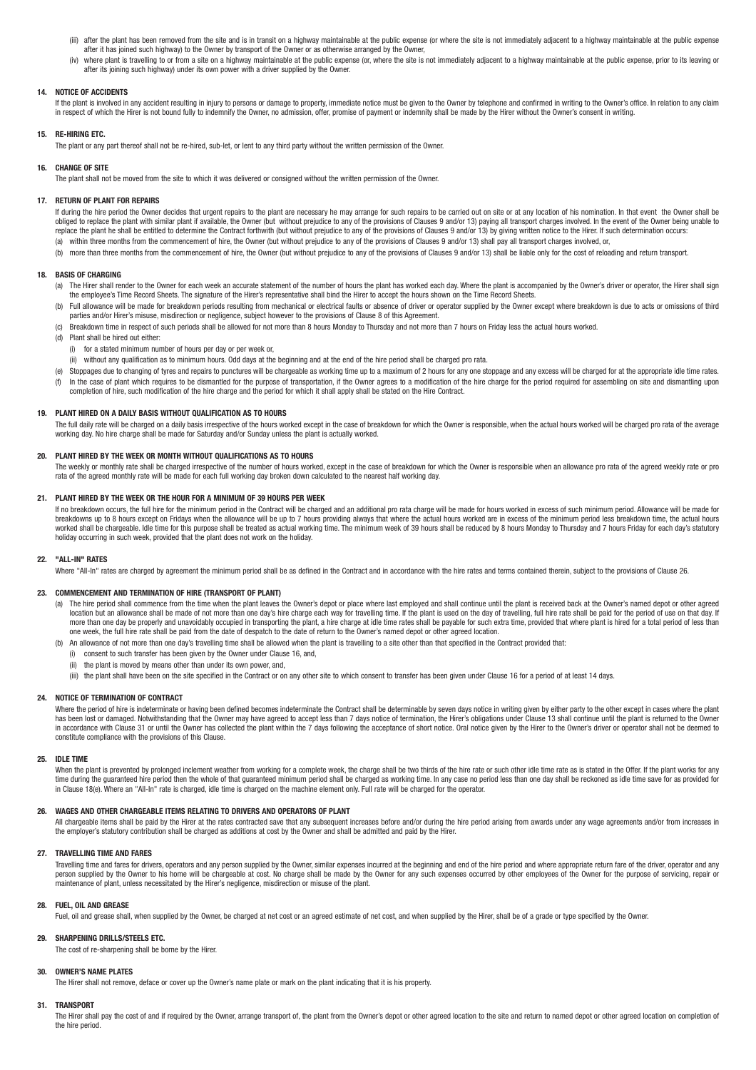(iii) after the plant has been removed from the site and is in transit on a highway maintainable at the public expense (or where the site is not immediately adjacent to a highway maintainable at the public expense after it has joined such highway) to the Owner by transport of the Owner or as otherwise arranged by the Owner,

(iv) where plant is travelling to or from a site on a highway maintainable at the public expense (or, where the site is not immediately adjacent to a highway maintainable at the public expense, prior to its leaving or after its joining such highway) under its own power with a driver supplied by the Owner.

### 14. NOTICE OF ACCIDENTS

If the plant is involved in any accident resulting in injury to persons or damage to property, immediate notice must be given to the Owner by telephone and confirmed in writing to the Owner's office. In relation to any claim in respect of which the Hirer is not bound fully to indemnify the Owner, no admission, offer, promise of payment or indemnity shall be made by the Hirer without the Owner's consent in writing.

### 15. RE-HIRING ETC.

The plant or any part thereof shall not be re-hired, sub-let, or lent to any third party without the written permission of the Owner.

### 16. CHANGE OF SITE

The plant shall not be moved from the site to which it was delivered or consigned without the written permission of the Owner.

### 17. RETURN OF PLANT FOR REPAIRS

If during the hire period the Owner decides that urgent repairs to the plant are necessary he may arrange for such repairs to be carried out on site or at any location of his nomination. In that event the Owner shall be obliged to replace the plant with similar plant if available, the Owner (but without prejudice to any of the provisions of Clauses 9 and/or 13) paying all transport charges involved. In the event of the Owner being unable to replace the plant he shall be entitled to determine the Contract forthwith (but without prejudice to any of the provisions of Clauses 9 and/or 13) by giving written notice to the Hirer. If such determination occurs:

(a) within three months from the commencement of hire, the Owner (but without prejudice to any of the provisions of Clauses 9 and/or 13) shall pay all transport charges involved, or,

(b) more than three months from the commencement of hire, the Owner (but without prejudice to any of the provisions of Clauses 9 and/or 13) shall be liable only for the cost of reloading and return transport.

### 18. BASIS OF CHARGING

(a) The Hirer shall render to the Owner for each week an accurate statement of the number of hours the plant has worked each day. Where the plant is accompanied by the Owner's driver or operator, the Hirer shall sign the employee's Time Record Sheets. The signature of the Hirer's representative shall bind the Hirer to accept the hours shown on the Time Record Sheets.

(b) Full allowance will be made for breakdown periods resulting from mechanical or electrical faults or absence of driver or operator supplied by the Owner except where breakdown is due to acts or omissions of third parties and/or Hirer's misuse, misdirection or negligence, subject however to the provisions of Clause 8 of this Agreement.

(c) Breakdown time in respect of such periods shall be allowed for not more than 8 hours Monday to Thursday and not more than 7 hours on Friday less the actual hours worked.

(d) Plant shall be hired out either:

(i) for a stated minimum number of hours per day or per week or,

(ii) without any qualification as to minimum hours. Odd days at the beginning and at the end of the hire period shall be charged pro rata.

(e) Stoppages due to changing of tyres and repairs to punctures will be chargeable as working time up to a maximum of 2 hours for any one stoppage and any excess will be charged for at the appropriate idle time rates.

(f) In the case of plant which requires to be dismantled for the purpose of transportation, if the Owner agrees to a modification of the hire charge for the period required for assembling on site and dismantling upon completion of hire, such modification of the hire charge and the period for which it shall apply shall be stated on the Hire Contract.

### 19. PLANT HIRED ON A DAILY BASIS WITHOUT QUALIFICATION AS TO HOURS

The full daily rate will be charged on a daily basis irrespective of the hours worked except in the case of breakdown for which the Owner is responsible, when the actual hours worked will be charged pro rata of the average working day. No hire charge shall be made for Saturday and/or Sunday unless the plant is actually worked.

### 20. PLANT HIRED BY THE WEEK OR MONTH WITHOUT QUALIFICATIONS AS TO HOURS

The weekly or monthly rate shall be charged irrespective of the number of hours worked, except in the case of breakdown for which the Owner is responsible when an allowance pro rata of the agreed weekly rate or pro rata of the agreed monthly rate will be made for each full working day broken down calculated to the nearest half working day.

### 21. PLANT HIRED BY THE WEEK OR THE HOUR FOR A MINIMUM OF 39 HOURS PER WEEK

If no breakdown occurs, the full hire for the minimum period in the Contract will be charged and an additional pro rata charge will be made for hours worked in excess of such minimum period. Allowance will be made for breakdowns up to 8 hours except on Fridays when the allowance will be up to 7 hours providing always that where the actual hours worked are in excess of the minimum period less breakdown time, the actual hours worked shall be chargeable. Idle time for this purpose shall be treated as actual working time. The minimum week of 39 hours shall be reduced by 8 hours Monday to Thursday and 7 hours Friday for each day's statutory holiday occurring in such week, provided that the plant does not work on the holiday.

### 22. "ALL-IN" RATES

Where "All-In" rates are charged by agreement the minimum period shall be as defined in the Contract and in accordance with the hire rates and terms contained therein, subject to the provisions of Clause 26.

### 23. COMMENCEMENT AND TERMINATION OF HIRE (TRANSPORT OF PLANT)

(a) The hire period shall commence from the time when the plant leaves the Owner's depot or place where last employed and shall continue until the plant is received back at the Owner's named depot or other agreed location but an allowance shall be made of not more than one day's hire charge each way for travelling time. If the plant is used on the day of travelling, full hire rate shall be paid for the period of use on that day. If more than one day be properly and unavoidably occupied in transporting the plant, a hire charge at idle time rates shall be payable for such extra time, provided that where plant is hired for a total period of less than one week, the full hire rate shall be paid from the date of despatch to the date of return to the Owner's named depot or other agreed location.

(b) An allowance of not more than one day's travelling time shall be allowed when the plant is travelling to a site other than that specified in the Contract provided that:

(i) consent to such transfer has been given by the Owner under Clause 16, and,

(ii) the plant is moved by means other than under its own power, and,

(iii) the plant shall have been on the site specified in the Contract or on any other site to which consent to transfer has been given under Clause 16 for a period of at least 14 days.

### 24. NOTICE OF TERMINATION OF CONTRACT

Where the period of hire is indeterminate or having been defined becomes indeterminate the Contract shall be determinable by seven days notice in writing given by either party to the other except in cases where the plant has been lost or damaged. Notwithstanding that the Owner may have agreed to accept less than 7 days notice of termination, the Hirer's obligations under Clause 13 shall continue until the plant is returned to the Owner in accordance with Clause 31 or until the Owner has collected the plant within the 7 days following the acceptance of short notice. Oral notice given by the Hirer to the Owner's driver or operator shall not be deemed to constitute compliance with the provisions of this Clause.

### 25. IDLE TIME

When the plant is prevented by prolonged inclement weather from working for a complete week, the charge shall be two thirds of the hire rate or such other idle time rate as is stated in the Offer. If the plant works for any time during the guaranteed hire period then the whole of that guaranteed minimum period shall be charged as working time. In any case no period less than one day shall be reckoned as idle time save for as provided for in Clause 18(e). Where an "All-In" rate is charged, idle time is charged on the machine element only. Full rate will be charged for the operator.

### 26. WAGES AND OTHER CHARGEABLE ITEMS RELATING TO DRIVERS AND OPERATORS OF PLANT

All chargeable items shall be paid by the Hirer at the rates contracted save that any subsequent increases before and/or during the hire period arising from awards under any wage agreements and/or from increases in the employer's statutory contribution shall be charged as additions at cost by the Owner and shall be admitted and paid by the Hirer.

### 27. TRAVELLING TIME AND FARES

Travelling time and fares for drivers, operators and any person supplied by the Owner, similar expenses incurred at the beginning and end of the hire period and where appropriate return fare of the driver, operator and any person supplied by the Owner to his home will be chargeable at cost. No charge shall be made by the Owner for any such expenses occurred by other employees of the Owner for the purpose of servicing, repair or maintenance of plant, unless necessitated by the Hirer's negligence, misdirection or misuse of the plant.

### 28. FUEL, OIL AND GREASE

Fuel, oil and grease shall, when supplied by the Owner, be charged at net cost or an agreed estimate of net cost, and when supplied by the Hirer, shall be of a grade or type specified by the Owner.

### 29. SHARPENING DRILLS/STEELS ETC.

The cost of re-sharpening shall be borne by the Hirer.

### 30. OWNER'S NAME PLATES

The Hirer shall not remove, deface or cover up the Owner's name plate or mark on the plant indicating that it is his property.

### 31. TRANSPORT

The Hirer shall pay the cost of and if required by the Owner, arrange transport of, the plant from the Owner's depot or other agreed location to the site and return to named depot or other agreed location on completion of the hire period.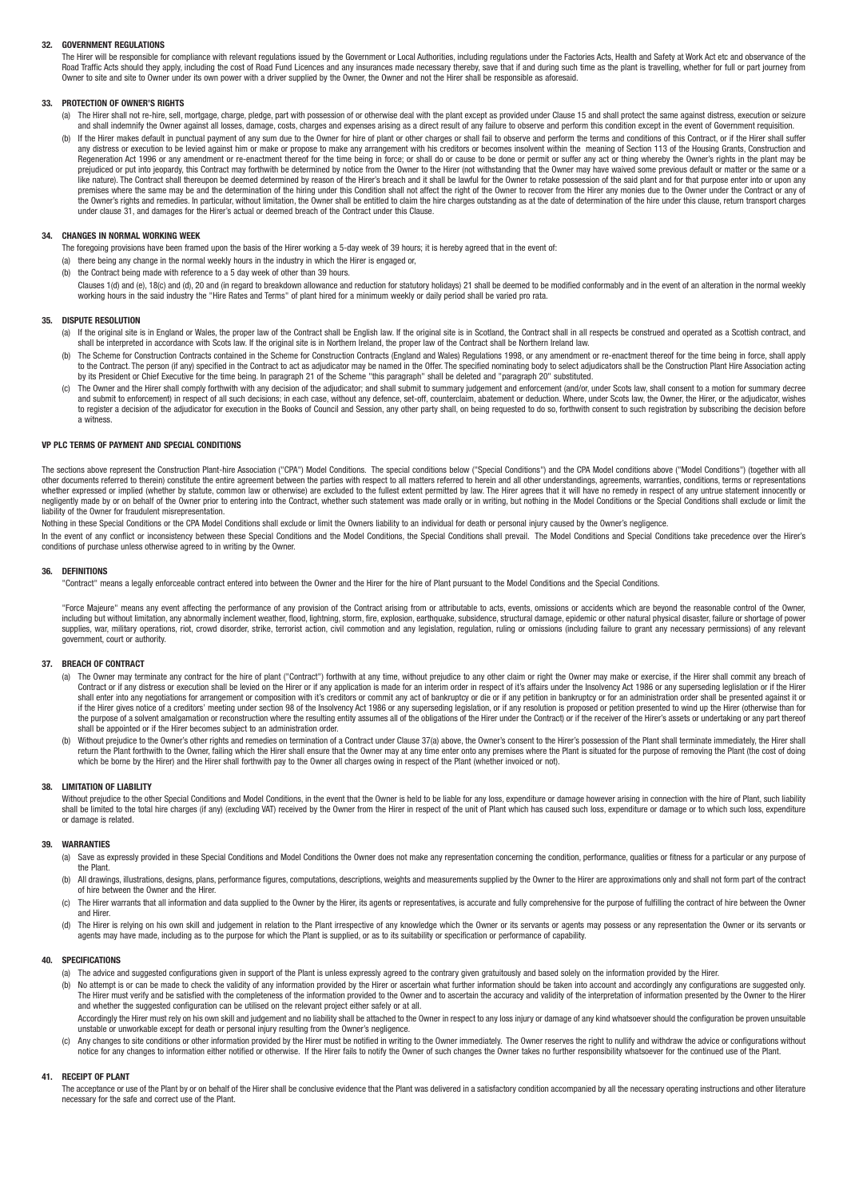### 32. GOVERNMENT REGULATIONS

The Hirer will be responsible for compliance with relevant regulations issued by the Government or Local Authorities, including regulations under the Factories Acts, Health and Safety at Work Act etc and observance of the Road Traffic Acts should they apply, including the cost of Road Fund Licences and any insurances made necessary thereby, save that if and during such time as the plant is travelling, whether for full or part journey from Owner to site and site to Owner under its own power with a driver supplied by the Owner, the Owner and not the Hirer shall be responsible as aforesaid.

### 33. PROTECTION OF OWNER'S RIGHTS

(a) The Hirer shall not re-hire, sell, mortgage, charge, pledge, part with possession of or otherwise deal with the plant except as provided under Clause 15 and shall protect the same against distress, execution or seizure and shall indemnify the Owner against all losses, damage, costs, charges and expenses arising as a direct result of any failure to observe and perform this condition except in the event of Government requisition.

(b) If the Hirer makes default in punctual payment of any sum due to the Owner for hire of plant or other charges or shall fail to observe and perform the terms and conditions of this Contract, or if the Hirer shall suffer any distress or execution to be levied against him or make or propose to make any arrangement with his creditors or becomes insolvent within the meaning of Section 113 of the Housing Grants, Construction and Regeneration Act 1996 or any amendment or re-enactment thereof for the time being in force; or shall do or cause to be done or permit or suffer any act or thing whereby the Owner's rights in the plant may be prejudiced or put into jeopardy, this Contract may forthwith be determined by notice from the Owner to the Hirer (not withstanding that the Owner may have waived some previous default or matter or the same or a like nature). The Contract shall thereupon be deemed determined by reason of the Hirer's breach and it shall be lawful for the Owner to retake possession of the said plant and for that purpose enter into or upon any premises where the same may be and the determination of the hiring under this Condition shall not affect the right of the Owner to recover from the Hirer any monies due to the Owner under the Contract or any of the Owner's rights and remedies. In particular, without limitation, the Owner shall be entitled to claim the hire charges outstanding as at the date of determination of the hire under this clause, return transport charges under clause 31, and damages for the Hirer's actual or deemed breach of the Contract under this Clause.

### 34. CHANGES IN NORMAL WORKING WEEK

The foregoing provisions have been framed upon the basis of the Hirer working a 5-day week of 39 hours; it is hereby agreed that in the event of:

(a) there being any change in the normal weekly hours in the industry in which the Hirer is engaged or,

(b) the Contract being made with reference to a 5 day week of other than 39 hours.

Clauses 1(d) and (e), 18(c) and (d), 20 and (in regard to breakdown allowance and reduction for statutory holidays) 21 shall be deemed to be modified conformably and in the event of an alteration in the normal weekly working hours in the said industry the "Hire Rates and Terms" of plant hired for a minimum weekly or daily period shall be varied pro rata.

### 35. DISPUTE RESOLUTION

(a) If the original site is in England or Wales, the proper law of the Contract shall be English law. If the original site is in Scotland, the Contract shall in all respects be construed and operated as a Scottish contract, and shall be interpreted in accordance with Scots law. If the original site is in Northern Ireland, the proper law of the Contract shall be Northern Ireland law.

(b) The Scheme for Construction Contracts contained in the Scheme for Construction Contracts (England and Wales) Regulations 1998, or any amendment or re-enactment thereof for the time being in force, shall apply to the Contract. The person (if any) specified in the Contract to act as adjudicator may be named in the Offer. The specified nominating body to select adjudicators shall be the Construction Plant Hire Association acting by its President or Chief Executive for the time being. In paragraph 21 of the Scheme "this paragraph" shall be deleted and "paragraph 20" substituted.

(c) The Owner and the Hirer shall comply forthwith with any decision of the adjudicator; and shall submit to summary judgement and enforcement (and/or, under Scots law, shall consent to a motion for summary decree and submit to enforcement) in respect of all such decisions; in each case, without any defence, set-off, counterclaim, abatement or deduction. Where, under Scots law, the Owner, the Hirer, or the adjudicator, wishes to register a decision of the adjudicator for execution in the Books of Council and Session, any other party shall, on being requested to do so, forthwith consent to such registration by subscribing the decision before a witness.

## VP PLC TERMS OF PAYMENT AND SPECIAL CONDITIONS

The sections above represent the Construction Plant-hire Association ("CPA") Model Conditions. The special conditions below ("Special Conditions") and the CPA Model conditions above ("Model Conditions") (together with all other documents referred to therein) constitute the entire agreement between the parties with respect to all matters referred to herein and all other understandings, agreements, warranties, conditions, terms or representations whether expressed or implied (whether by statute, common law or otherwise) are excluded to the fullest extent permitted by law. The Hirer agrees that it will have no remedy in respect of any untrue statement innocently or negligently made by or on behalf of the Owner prior to entering into the Contract, whether such statement was made orally or in writing, but nothing in the Model Conditions or the Special Conditions shall exclude or limit the liability of the Owner for fraudulent misrepresentation.

Nothing in these Special Conditions or the CPA Model Conditions shall exclude or limit the Owners liability to an individual for death or personal injury caused by the Owner's negligence.

In the event of any conflict or inconsistency between these Special Conditions and the Model Conditions, the Special Conditions shall prevail. The Model Conditions and Special Conditions take precedence over the Hirer's conditions of purchase unless otherwise agreed to in writing by the Owner.

### 36. DEFINITIONS

"Contract" means a legally enforceable contract entered into between the Owner and the Hirer for the hire of Plant pursuant to the Model Conditions and the Special Conditions.

"Force Majeure" means any event affecting the performance of any provision of the Contract arising from or attributable to acts, events, omissions or accidents which are beyond the reasonable control of the Owner, including but without limitation, any abnormally inclement weather, flood, lightning, storm, fire, explosion, earthquake, subsidence, structural damage, epidemic or other natural physical disaster, failure or shortage of power supplies, war, military operations, riot, crowd disorder, strike, terrorist action, civil commotion and any legislation, regulation, ruling or omissions (including failure to grant any necessary permissions) of any relevant government, court or authority.

### 37. BREACH OF CONTRACT

(a) The Owner may terminate any contract for the hire of plant ("Contract") forthwith at any time, without prejudice to any other claim or right the Owner may make or exercise, if the Hirer shall commit any breach of Contract or if any distress or execution shall be levied on the Hirer or if any application is made for an interim order in respect of it's affairs under the Insolvency Act 1986 or any superseding leglislation or if the Hirer shall enter into any negotiations for arrangement or composition with it's creditors or commit any act of bankruptcy or die or if any petition in bankruptcy or for an administration order shall be presented against it or if the Hirer gives notice of a creditors' meeting under section 98 of the Insolvency Act 1986 or any superseding legislation, or if any resolution is proposed or petition presented to wind up the Hirer (otherwise than for the purpose of a solvent amalgamation or reconstruction where the resulting entity assumes all of the obligations of the Hirer under the Contract) or if the receiver of the Hirer's assets or undertaking or any part thereof shall be appointed or if the Hirer becomes subject to an administration order.

(b) Without prejudice to the Owner's other rights and remedies on termination of a Contract under Clause 37(a) above, the Owner's consent to the Hirer's possession of the Plant shall terminate immediately, the Hirer shall return the Plant forthwith to the Owner, failing which the Hirer shall ensure that the Owner may at any time enter onto any premises where the Plant is situated for the purpose of removing the Plant (the cost of doing which be borne by the Hirer) and the Hirer shall forthwith pay to the Owner all charges owing in respect of the Plant (whether invoiced or not).

### 38. LIMITATION OF LIABILITY

Without prejudice to the other Special Conditions and Model Conditions, in the event that the Owner is held to be liable for any loss, expenditure or damage however arising in connection with the hire of Plant, such liability shall be limited to the total hire charges (if any) (excluding VAT) received by the Owner from the Hirer in respect of the unit of Plant which has caused such loss, expenditure or damage or to which such loss, expenditure or damage is related.

### 39. WARRANTIES

(a) Save as expressly provided in these Special Conditions and Model Conditions the Owner does not make any representation concerning the condition, performance, qualities or fitness for a particular or any purpose of the Plant.

(b) All drawings, illustrations, designs, plans, performance figures, computations, descriptions, weights and measurements supplied by the Owner to the Hirer are approximations only and shall not form part of the contract of hire between the Owner and the Hirer.

(c) The Hirer warrants that all information and data supplied to the Owner by the Hirer, its agents or representatives, is accurate and fully comprehensive for the purpose of fulfilling the contract of hire between the Owner and Hirer.

(d) The Hirer is relying on his own skill and judgement in relation to the Plant irrespective of any knowledge which the Owner or its servants or agents may possess or any representation the Owner or its servants or agents may have made, including as to the purpose for which the Plant is supplied, or as to its suitability or specification or performance of capability.

### 40. SPECIFICATIONS

(a) The advice and suggested configurations given in support of the Plant is unless expressly agreed to the contrary given gratuitously and based solely on the information provided by the Hirer.

(b) No attempt is or can be made to check the validity of any information provided by the Hirer or ascertain what further information should be taken into account and accordingly any configurations are suggested only. The Hirer must verify and be satisfied with the completeness of the information provided to the Owner and to ascertain the accuracy and validity of the interpretation of information presented by the Owner to the Hirer and whether the suggested configuration can be utilised on the relevant project either safely or at all.

Accordingly the Hirer must rely on his own skill and judgement and no liability shall be attached to the Owner in respect to any loss injury or damage of any kind whatsoever should the configuration be proven unsuitable unstable or unworkable except for death or personal injury resulting from the Owner's negligence.

(c) Any changes to site conditions or other information provided by the Hirer must be notified in writing to the Owner immediately. The Owner reserves the right to nullify and withdraw the advice or configurations without notice for any changes to information either notified or otherwise. If the Hirer fails to notify the Owner of such changes the Owner takes no further responsibility whatsoever for the continued use of the Plant.

### 41. RECEIPT OF PLANT

The acceptance or use of the Plant by or on behalf of the Hirer shall be conclusive evidence that the Plant was delivered in a satisfactory condition accompanied by all the necessary operating instructions and other literature necessary for the safe and correct use of the Plant.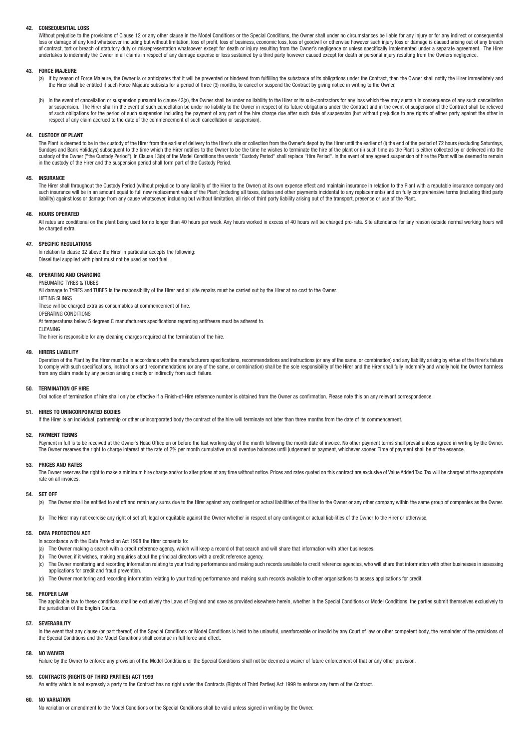## 42. CONSEQUENTIAL LOSS

Without prejudice to the provisions of Clause 12 or any other clause in the Model Conditions or the Special Conditions, the Owner shall under no circumstances be liable for any injury or for any indirect or consequential loss or damage of any kind whatsoever including but without limitation, loss of profit, loss of business, economic loss, loss of goodwill or otherwise however such injury loss or damage is caused arising out of any breach of contract, tort or breach of statutory duty or misrepresentation whatsoever except for death or injury resulting from the Owner's negligence or unless specifically implemented under a separate agreement. The Hirer undertakes to indemnify the Owner in all claims in respect of any damage expense or loss sustained by a third party however caused except for death or personal injury resulting from the Owners negligence.

## 43. FORCE MAJEURE

(a) If by reason of Force Majeure, the Owner is or anticipates that it will be prevented or hindered from fulfilling the substance of its obligations under the Contract, then the Owner shall notify the Hirer immediately and the Hirer shall be entitled if such Force Majeure subsists for a period of three (3) months, to cancel or suspend the Contract by giving notice in writing to the Owner.

(b) In the event of cancellation or suspension pursuant to clause 43(a), the Owner shall be under no liability to the Hirer or its sub-contractors for any loss which they may sustain in consequence of any such cancellation or suspension. The Hirer shall in the event of such cancellation be under no liability to the Owner in respect of its future obligations under the Contract and in the event of suspension of the Contract shall be relieved of such obligations for the period of such suspension including the payment of any part of the hire charge due after such date of suspension (but without prejudice to any rights of either party against the other in respect of any claim accrued to the date of the commencement of such cancellation or suspension).

## 44. CUSTODY OF PLANT

The Plant is deemed to be in the custody of the Hirer from the earlier of delivery to the Hirer's site or collection from the Owner's depot by the Hirer until the earlier of (i) the end of the period of 72 hours (excluding Saturdays, Sundays and Bank Holidays) subsequent to the time which the Hirer notifies to the Owner to be the time he wishes to terminate the hire of the plant or (ii) such time as the Plant is either collected by or delivered into the custody of the Owner ("the Custody Period"). In Clause 13(b) of the Model Conditions the words "Custody Period" shall replace "Hire Period". In the event of any agreed suspension of hire the Plant will be deemed to remain in the custody of the Hirer and the suspension period shall form part of the Custody Period.

## 45. INSURANCE

The Hirer shall throughout the Custody Period (without prejudice to any liability of the Hirer to the Owner) at its own expense effect and maintain insurance in relation to the Plant with a reputable insurance company and such insurance will be in an amount equal to full new replacement value of the Plant (including all taxes, duties and other payments incidental to any replacements) and on fully comprehensive terms (including third party liability) against loss or damage from any cause whatsoever, including but without limitation, all risk of third party liability arising out of the transport, presence or use of the Plant.

## 46. HOURS OPERATED

All rates are conditional on the plant being used for no longer than 40 hours per week. Any hours worked in excess of 40 hours will be charged pro-rata. Site attendance for any reason outside normal working hours will be charged extra.

## 47. SPECIFIC REGULATIONS

In relation to clause 32 above the Hirer in particular accepts the following:
Diesel fuel supplied with plant must not be used as road fuel.

## 48. OPERATING AND CHARGING

PNEUMATIC TYRES & TUBES

All damage to TYRES and TUBES is the responsibility of the Hirer and all site repairs must be carried out by the Hirer at no cost to the Owner.

LIFTING SLINGS

These will be charged extra as consumables at commencement of hire.

OPERATING CONDITIONS

At temperatures below 5 degrees C manufacturers specifications regarding antifreeze must be adhered to.

CLEANING

The hirer is responsible for any cleaning charges required at the termination of the hire.

## 49. HIRERS LIABILITY

Operation of the Plant by the Hirer must be in accordance with the manufacturers specifications, recommendations and instructions (or any of the same, or combination) and any liability arising by virtue of the Hirer's failure to comply with such specifications, instructions and recommendations (or any of the same, or combination) shall be the sole responsibility of the Hirer and the Hirer shall fully indemnify and wholly hold the Owner harmless from any claim made by any person arising directly or indirectly from such failure.

## 50. TERMINATION OF HIRE

Oral notice of termination of hire shall only be effective if a Finish-of-Hire reference number is obtained from the Owner as confirmation. Please note this on any relevant correspondence.

## 51. HIRES TO UNINCORPORATED BODIES

If the Hirer is an individual, partnership or other unincorporated body the contract of the hire will terminate not later than three months from the date of its commencement.

## 52. PAYMENT TERMS

Payment in full is to be received at the Owner's Head Office on or before the last working day of the month following the month date of invoice. No other payment terms shall prevail unless agreed in writing by the Owner. The Owner reserves the right to charge interest at the rate of 2% per month cumulative on all overdue balances until judgement or payment, whichever sooner. Time of payment shall be of the essence.

## 53. PRICES AND RATES

The Owner reserves the right to make a minimum hire charge and/or to alter prices at any time without notice. Prices and rates quoted on this contract are exclusive of Value Added Tax. Tax will be charged at the appropriate rate on all invoices.

## 54. SET OFF

(a) The Owner shall be entitled to set off and retain any sums due to the Hirer against any contingent or actual liabilities of the Hirer to the Owner or any other company within the same group of companies as the Owner.

(b) The Hirer may not exercise any right of set off, legal or equitable against the Owner whether in respect of any contingent or actual liabilities of the Owner to the Hirer or otherwise.

## 55. DATA PROTECTION ACT

In accordance with the Data Protection Act 1998 the Hirer consents to:

(a) The Owner making a search with a credit reference agency, which will keep a record of that search and will share that information with other businesses.
(b) The Owner, if it wishes, making enquiries about the principal directors with a credit reference agency.
(c) The Owner monitoring and recording information relating to your trading performance and making such records available to credit reference agencies, who will share that information with other businesses in assessing applications for credit and fraud prevention.
(d) The Owner monitoring and recording information relating to your trading performance and making such records available to other organisations to assess applications for credit.

## 56. PROPER LAW

The applicable law to these conditions shall be exclusively the Laws of England and save as provided elsewhere herein, whether in the Special Conditions or Model Conditions, the parties submit themselves exclusively to the jurisdiction of the English Courts.

## 57. SEVERABILITY

In the event that any clause (or part thereof) of the Special Conditions or Model Conditions is held to be unlawful, unenforceable or invalid by any Court of law or other competent body, the remainder of the provisions of the Special Conditions and the Model Conditions shall continue in full force and effect.

## 58. NO WAIVER

Failure by the Owner to enforce any provision of the Model Conditions or the Special Conditions shall not be deemed a waiver of future enforcement of that or any other provision.

## 59. CONTRACTS (RIGHTS OF THIRD PARTIES) ACT 1999

An entity which is not expressly a party to the Contract has no right under the Contracts (Rights of Third Parties) Act 1999 to enforce any term of the Contract.

## 60. NO VARIATION

No variation or amendment to the Model Conditions or the Special Conditions shall be valid unless signed in writing by the Owner.